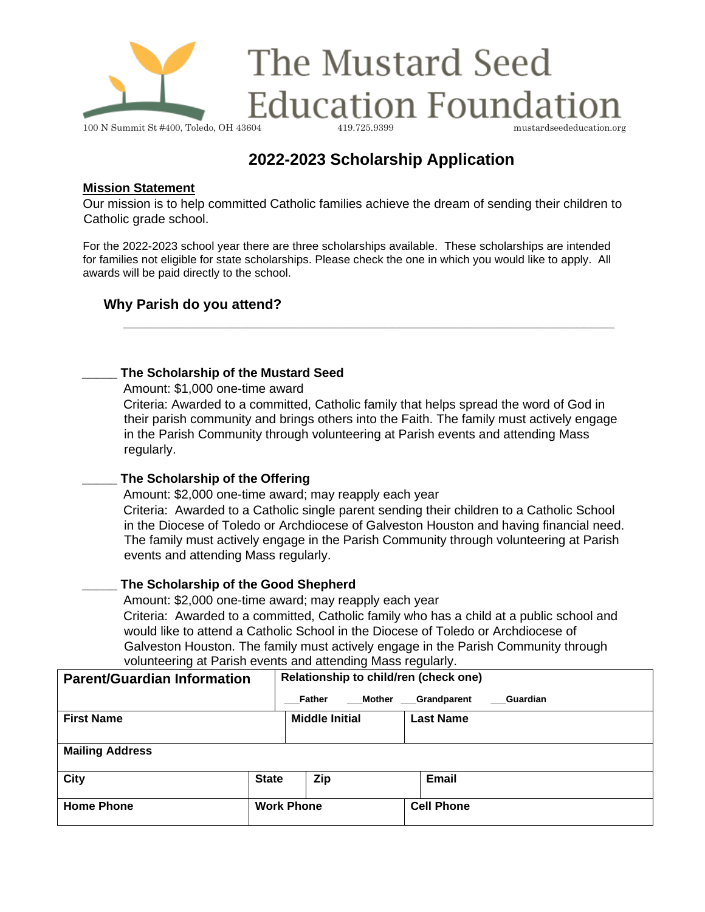# The Mustard Seed Education Foundation

100 N Summit St #400, Toledo, OH 43604 419.725.9399 mustardseededucation.org

## 2022-2023 Scholarship Application

**Mission Statement**

Our mission is to help committed Catholic families achieve the dream of sending their children to Catholic grade school.

For the 2022-2023 school year there are three scholarships available. These scholarships are intended for families not eligible for state scholarships. Please check the one in which you would like to apply. All awards will be paid directly to the school.

**Why Parish do you attend?**

______________________________________________________________________

_____ **The Scholarship of the Mustard Seed**

Amount: $1,000 one-time award

Criteria: Awarded to a committed, Catholic family that helps spread the word of God in their parish community and brings others into the Faith. The family must actively engage in the Parish Community through volunteering at Parish events and attending Mass regularly.

_____ **The Scholarship of the Offering**

Amount: $2,000 one-time award; may reapply each year

Criteria: Awarded to a Catholic single parent sending their children to a Catholic School in the Diocese of Toledo or Archdiocese of Galveston Houston and having financial need. The family must actively engage in the Parish Community through volunteering at Parish events and attending Mass regularly.

_____ **The Scholarship of the Good Shepherd**

Amount: $2,000 one-time award; may reapply each year

Criteria: Awarded to a committed, Catholic family who has a child at a public school and would like to attend a Catholic School in the Diocese of Toledo or Archdiocese of Galveston Houston. The family must actively engage in the Parish Community through volunteering at Parish events and attending Mass regularly.

| **Parent/Guardian Information** | | **Relationship to child/ren (check one)**<br>___Father ___Mother ___Grandparent ___Guardian | |
|---|---|---|---|
| **First Name** | | **Middle Initial** | **Last Name** |
| **Mailing Address** | | | |
| **City** | **State** | **Zip** | **Email** |
| **Home Phone** | **Work Phone** | | **Cell Phone** |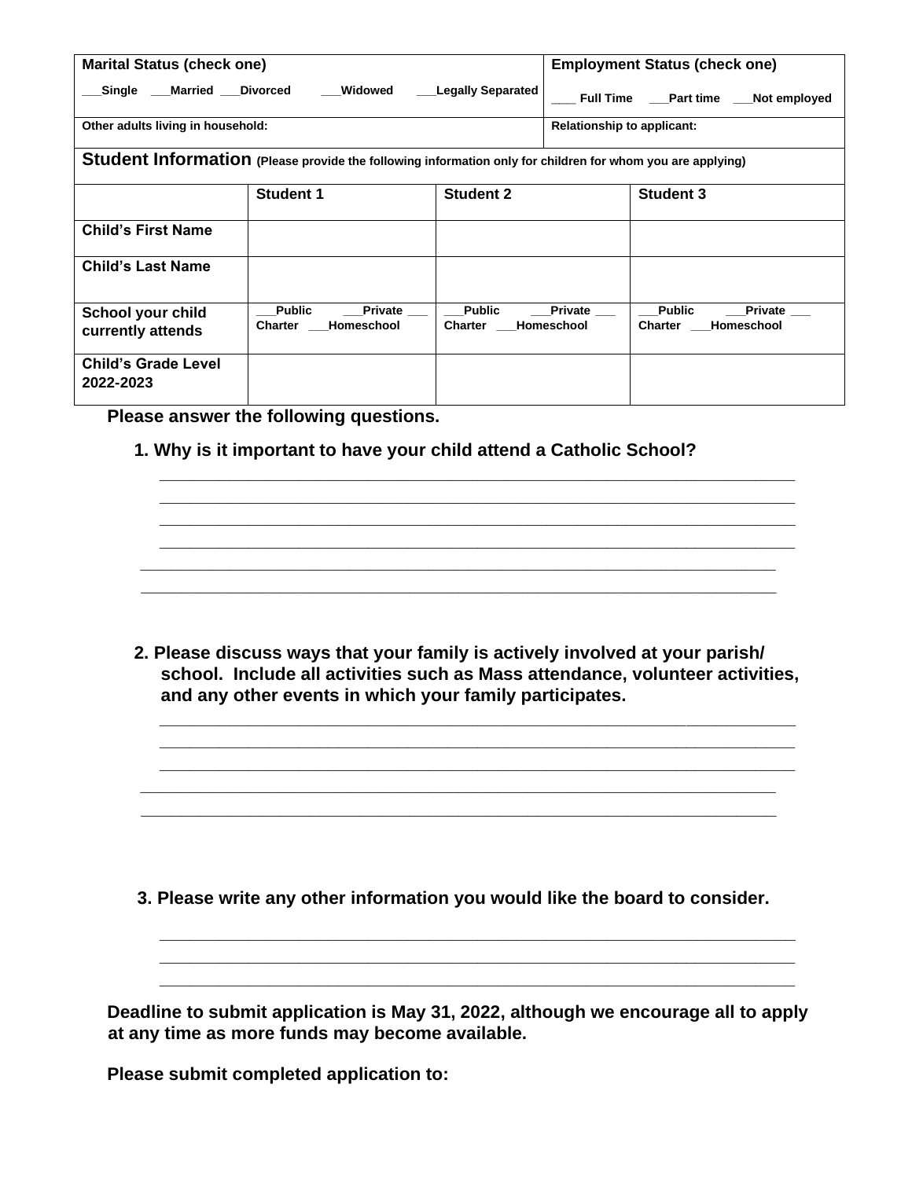| Marital Status (check one) | Employment Status (check one) |
| --- | --- |
| ___Single ___Married ___Divorced ___Widowed ___Legally Separated | ____ Full Time ___Part time ___Not employed |
| Other adults living in household: | Relationship to applicant: |

**Student Information** (Please provide the following information only for children for whom you are applying)

| | Student 1 | Student 2 | Student 3 |
| --- | --- | --- | --- |
| Child's First Name | | | |
| Child's Last Name | | | |
| School your child currently attends | ___Public ___Private ___ Charter ___Homeschool | ___Public ___Private ___ Charter ___Homeschool | ___Public ___Private ___ Charter ___Homeschool |
| Child's Grade Level 2022-2023 | | | |

**Please answer the following questions.**

**1. Why is it important to have your child attend a Catholic School?**

___________________________________________________________________________
___________________________________________________________________________
___________________________________________________________________________
___________________________________________________________________________
___________________________________________________________________________
___________________________________________________________________________

**2. Please discuss ways that your family is actively involved at your parish/ school. Include all activities such as Mass attendance, volunteer activities, and any other events in which your family participates.**

___________________________________________________________________________
___________________________________________________________________________
___________________________________________________________________________
___________________________________________________________________________
___________________________________________________________________________

**3. Please write any other information you would like the board to consider.**

___________________________________________________________________________
___________________________________________________________________________
___________________________________________________________________________

**Deadline to submit application is May 31, 2022, although we encourage all to apply at any time as more funds may become available.**

**Please submit completed application to:**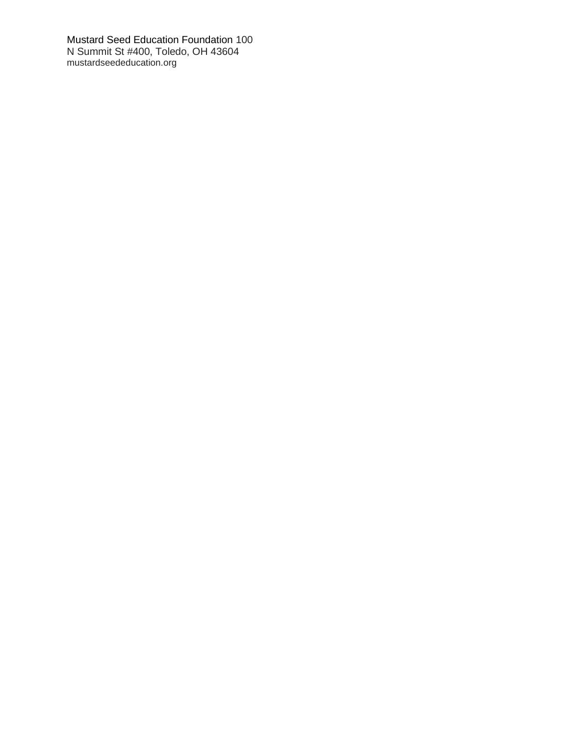Mustard Seed Education Foundation 100 N Summit St #400, Toledo, OH 43604
mustardseededucation.org